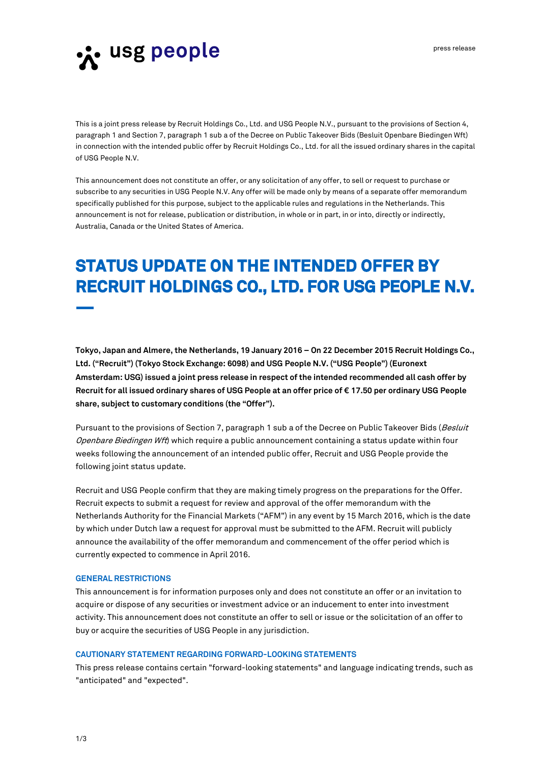usg people

press release

This is a joint press release by Recruit Holdings Co., Ltd. and USG People N.V., pursuant to the provisions of Section 4, paragraph 1 and Section 7, paragraph 1 sub a of the Decree on Public Takeover Bids (Besluit Openbare Biedingen Wft) in connection with the intended public offer by Recruit Holdings Co., Ltd. for all the issued ordinary shares in the capital of USG People N.V.

This announcement does not constitute an offer, or any solicitation of any offer, to sell or request to purchase or subscribe to any securities in USG People N.V. Any offer will be made only by means of a separate offer memorandum specifically published for this purpose, subject to the applicable rules and regulations in the Netherlands. This announcement is not for release, publication or distribution, in whole or in part, in or into, directly or indirectly, Australia, Canada or the United States of America.

# STATUS UPDATE ON THE INTENDED OFFER BY RECRUIT HOLDINGS CO., LTD. FOR USG PEOPLE N.V.

**Tokyo, Japan and Almere, the Netherlands, 19 January 2016 – On 22 December 2015 Recruit Holdings Co., Ltd. ("Recruit") (Tokyo Stock Exchange: 6098) and USG People N.V. ("USG People") (Euronext Amsterdam: USG) issued a joint press release in respect of the intended recommended all cash offer by Recruit for all issued ordinary shares of USG People at an offer price of € 17.50 per ordinary USG People share, subject to customary conditions (the "Offer").**

Pursuant to the provisions of Section 7, paragraph 1 sub a of the Decree on Public Takeover Bids (*Besluit Openbare Biedingen Wft*) which require a public announcement containing a status update within four weeks following the announcement of an intended public offer, Recruit and USG People provide the following joint status update.

Recruit and USG People confirm that they are making timely progress on the preparations for the Offer. Recruit expects to submit a request for review and approval of the offer memorandum with the Netherlands Authority for the Financial Markets ("AFM") in any event by 15 March 2016, which is the date by which under Dutch law a request for approval must be submitted to the AFM. Recruit will publicly announce the availability of the offer memorandum and commencement of the offer period which is currently expected to commence in April 2016.

### GENERAL RESTRICTIONS

This announcement is for information purposes only and does not constitute an offer or an invitation to acquire or dispose of any securities or investment advice or an inducement to enter into investment activity. This announcement does not constitute an offer to sell or issue or the solicitation of an offer to buy or acquire the securities of USG People in any jurisdiction.

### CAUTIONARY STATEMENT REGARDING FORWARD-LOOKING STATEMENTS

This press release contains certain "forward-looking statements" and language indicating trends, such as "anticipated" and "expected".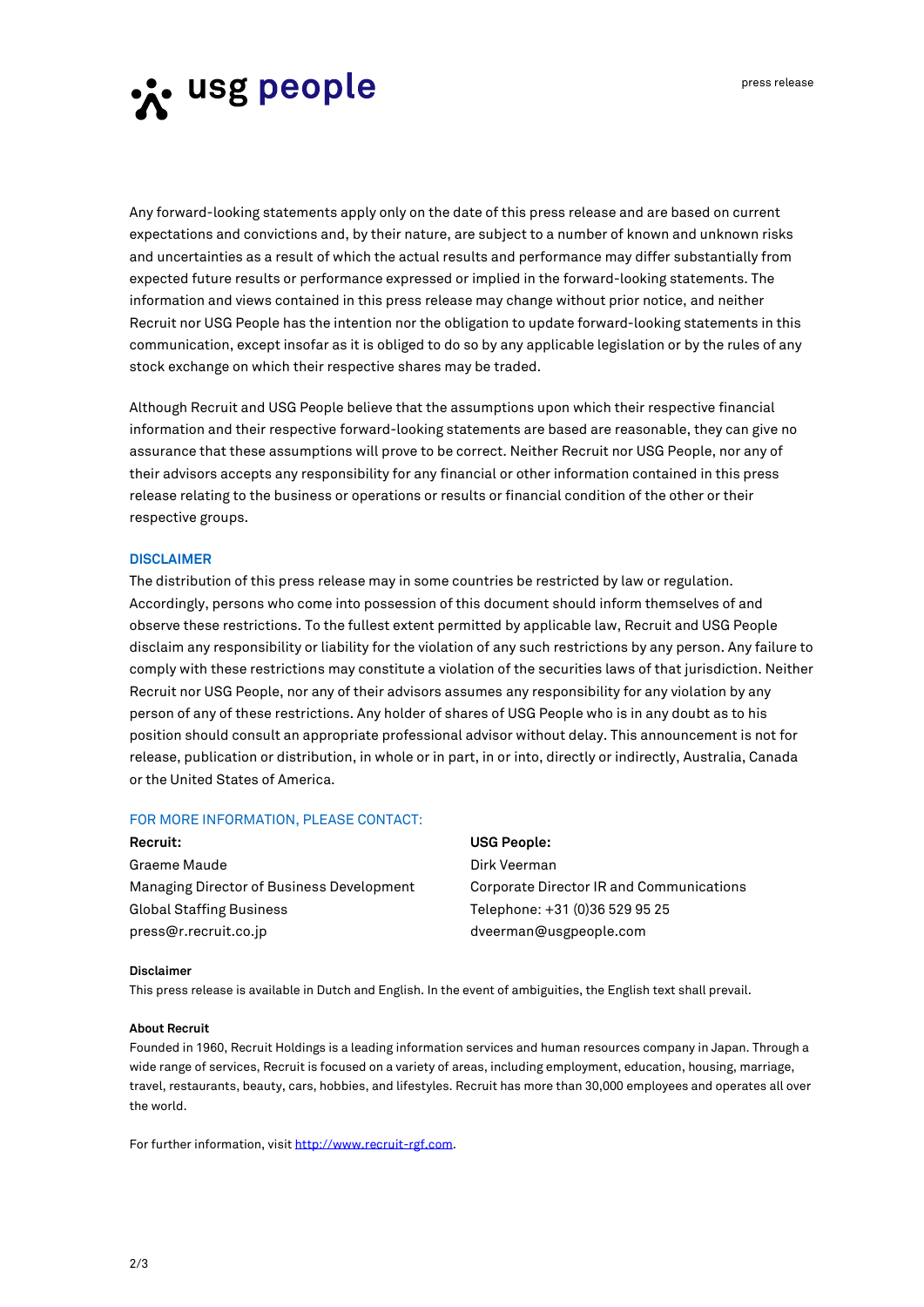Any forward-looking statements apply only on the date of this press release and are based on current expectations and convictions and, by their nature, are subject to a number of known and unknown risks and uncertainties as a result of which the actual results and performance may differ substantially from expected future results or performance expressed or implied in the forward-looking statements. The information and views contained in this press release may change without prior notice, and neither Recruit nor USG People has the intention nor the obligation to update forward-looking statements in this communication, except insofar as it is obliged to do so by any applicable legislation or by the rules of any stock exchange on which their respective shares may be traded.

Although Recruit and USG People believe that the assumptions upon which their respective financial information and their respective forward-looking statements are based are reasonable, they can give no assurance that these assumptions will prove to be correct. Neither Recruit nor USG People, nor any of their advisors accepts any responsibility for any financial or other information contained in this press release relating to the business or operations or results or financial condition of the other or their respective groups.

## DISCLAIMER

The distribution of this press release may in some countries be restricted by law or regulation. Accordingly, persons who come into possession of this document should inform themselves of and observe these restrictions. To the fullest extent permitted by applicable law, Recruit and USG People disclaim any responsibility or liability for the violation of any such restrictions by any person. Any failure to comply with these restrictions may constitute a violation of the securities laws of that jurisdiction. Neither Recruit nor USG People, nor any of their advisors assumes any responsibility for any violation by any person of any of these restrictions. Any holder of shares of USG People who is in any doubt as to his position should consult an appropriate professional advisor without delay. This announcement is not for release, publication or distribution, in whole or in part, in or into, directly or indirectly, Australia, Canada or the United States of America.

## FOR MORE INFORMATION, PLEASE CONTACT:

**Recruit:**
Graeme Maude
Managing Director of Business Development
Global Staffing Business
press@r.recruit.co.jp

**USG People:**
Dirk Veerman
Corporate Director IR and Communications
Telephone: +31 (0)36 529 95 25
dveerman@usgpeople.com

**Disclaimer**

This press release is available in Dutch and English. In the event of ambiguities, the English text shall prevail.

**About Recruit**

Founded in 1960, Recruit Holdings is a leading information services and human resources company in Japan. Through a wide range of services, Recruit is focused on a variety of areas, including employment, education, housing, marriage, travel, restaurants, beauty, cars, hobbies, and lifestyles. Recruit has more than 30,000 employees and operates all over the world.

For further information, visit http://www.recruit-rgf.com.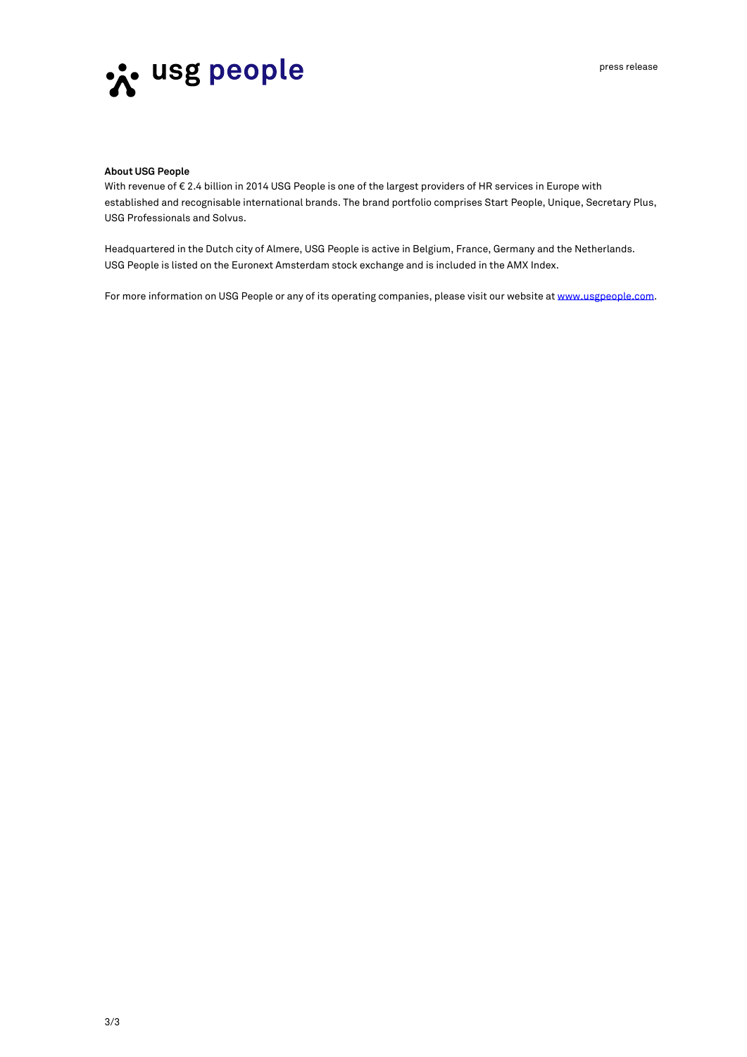**About USG People**

With revenue of € 2.4 billion in 2014 USG People is one of the largest providers of HR services in Europe with established and recognisable international brands. The brand portfolio comprises Start People, Unique, Secretary Plus, USG Professionals and Solvus.

Headquartered in the Dutch city of Almere, USG People is active in Belgium, France, Germany and the Netherlands. USG People is listed on the Euronext Amsterdam stock exchange and is included in the AMX Index.

For more information on USG People or any of its operating companies, please visit our website at www.usgpeople.com.